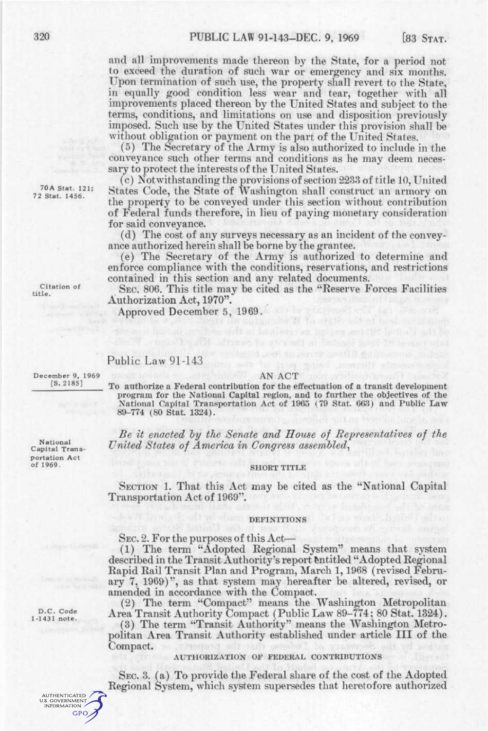and all improvements made thereon by the State, for a period not to exceed the duration of such war or emergency and six months. Upon termination of such use, the property shall revert to the State, in equally good condition less wear and tear, together with all improvements placed thereon by the United States and subject to the terms, conditions, and limitations on use and disposition previously imposed. Such use by the United States under this provision shall be without obligation or payment on the part of the United States.

(5) The Secretary of the Army is also authorized to include in the conveyance such other terms and conditions as he may deem necessary to protect the interests of the United States.

(c) Notwithstanding the provisions of section 2233 of title 10, United States Code, the State of Washington shall construct an armory on the property to be conveyed under this section without contribution of Federal funds therefore, in lieu of paying monetary consideration for said conveyance.

70A Stat. 121; 72 Stat. 1456.

(d) The cost of any surveys necessary as an incident of the conveyance authorized herein shall be borne by the grantee.

(e) The Secretary of the Army is authorized to determine and enforce compliance with the conditions, reservations, and restrictions contained in this section and any related documents.

Citation of title.

SEC. 806. This title may be cited as the "Reserve Forces Facilities Authorization Act, 1970".

Approved December 5, 1969.

# Public Law 91-143

December 9, 1969
[S. 2185]

## AN ACT

To authorize a Federal contribution for the effectuation of a transit development program for the National Capital region, and to further the objectives of the National Capital Transportation Act of 1965 (79 Stat. 663) and Public Law 89-774 (80 Stat. 1324).

National Capital Transportation Act of 1969.

*Be it enacted by the Senate and House of Representatives of the United States of America in Congress assembled,*

### SHORT TITLE

SECTION 1. That this Act may be cited as the "National Capital Transportation Act of 1969".

### DEFINITIONS

SEC. 2. For the purposes of this Act—

(1) The term "Adopted Regional System" means that system described in the Transit Authority's report entitled "Adopted Regional Rapid Rail Transit Plan and Program, March 1, 1968 (revised February 7, 1969)", as that system may hereafter be altered, revised, or amended in accordance with the Compact.

(2) The term "Compact" means the Washington Metropolitan Area Transit Authority Compact (Public Law 89-774; 80 Stat. 1324).

D.C. Code 1-1431 note.

(3) The term "Transit Authority" means the Washington Metropolitan Area Transit Authority established under article III of the Compact.

### AUTHORIZATION OF FEDERAL CONTRIBUTIONS

SEC. 3. (a) To provide the Federal share of the cost of the Adopted Regional System, which system supersedes that heretofore authorized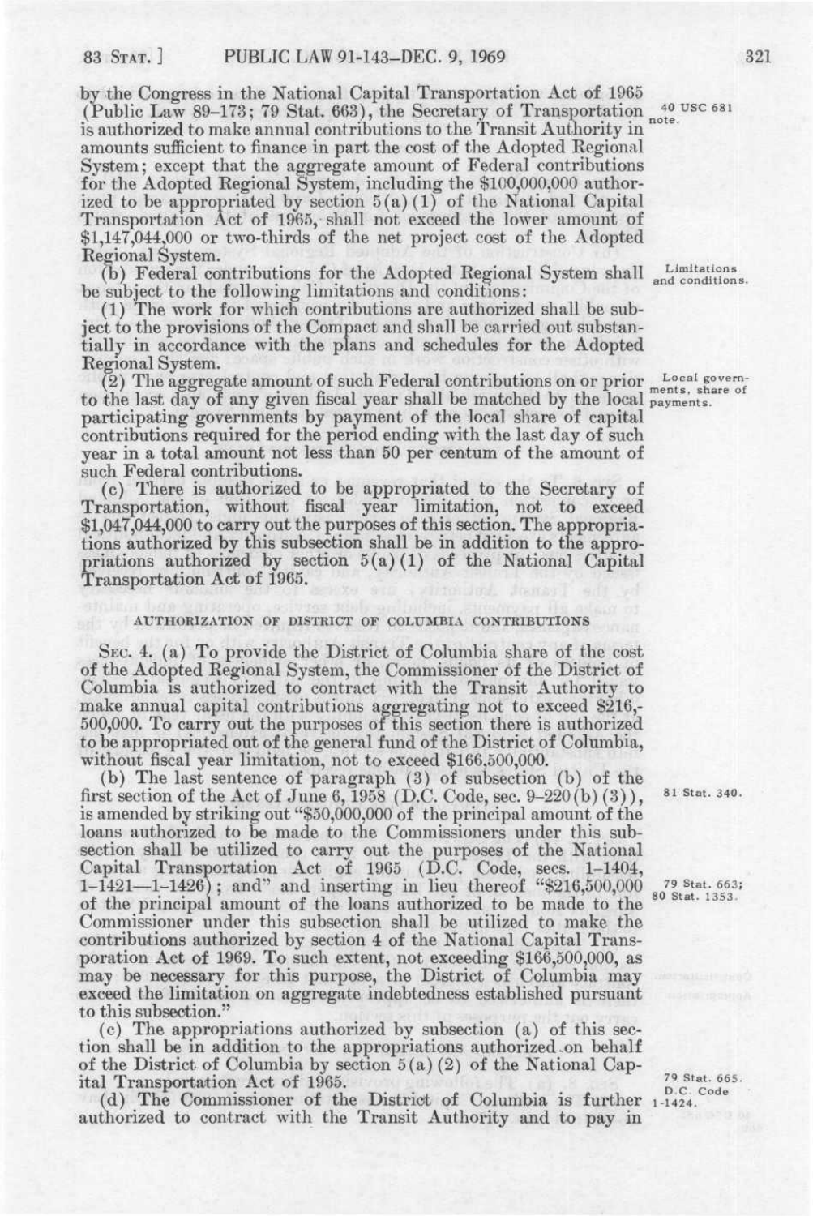by the Congress in the National Capital Transportation Act of 1965 (Public Law 89-173; 79 Stat. 663), the Secretary of Transportation is authorized to make annual contributions to the Transit Authority in amounts sufficient to finance in part the cost of the Adopted Regional System; except that the aggregate amount of Federal contributions for the Adopted Regional System, including the $100,000,000 authorized to be appropriated by section 5(a)(1) of the National Capital Transportation Act of 1965, shall not exceed the lower amount of $1,147,044,000 or two-thirds of the net project cost of the Adopted Regional System.

40 USC 681 note.

(b) Federal contributions for the Adopted Regional System shall be subject to the following limitations and conditions:

Limitations and conditions.

(1) The work for which contributions are authorized shall be subject to the provisions of the Compact and shall be carried out substantially in accordance with the plans and schedules for the Adopted Regional System.

(2) The aggregate amount of such Federal contributions on or prior to the last day of any given fiscal year shall be matched by the local participating governments by payment of the local share of capital contributions required for the period ending with the last day of such year in a total amount not less than 50 per centum of the amount of such Federal contributions.

Local governments, share of payments.

(c) There is authorized to be appropriated to the Secretary of Transportation, without fiscal year limitation, not to exceed $1,047,044,000 to carry out the purposes of this section. The appropriations authorized by this subsection shall be in addition to the appropriations authorized by section 5(a)(1) of the National Capital Transportation Act of 1965.

AUTHORIZATION OF DISTRICT OF COLUMBIA CONTRIBUTIONS

SEC. 4. (a) To provide the District of Columbia share of the cost of the Adopted Regional System, the Commissioner of the District of Columbia is authorized to contract with the Transit Authority to make annual capital contributions aggregating not to exceed $216,500,000. To carry out the purposes of this section there is authorized to be appropriated out of the general fund of the District of Columbia, without fiscal year limitation, not to exceed $166,500,000.

(b) The last sentence of paragraph (3) of subsection (b) of the first section of the Act of June 6, 1958 (D.C. Code, sec. 9–220(b)(3)), is amended by striking out "$50,000,000 of the principal amount of the loans authorized to be made to the Commissioners under this subsection shall be utilized to carry out the purposes of the National Capital Transportation Act of 1965 (D.C. Code, secs. 1–1404, 1–1421—1–1426); and" and inserting in lieu thereof "$216,500,000 of the principal amount of the loans authorized to be made to the Commissioner under this subsection shall be utilized to make the contributions authorized by section 4 of the National Capital Transporation Act of 1969. To such extent, not exceeding $166,500,000, as may be necessary for this purpose, the District of Columbia may exceed the limitation on aggregate indebtedness established pursuant to this subsection."

81 Stat. 340.

79 Stat. 663; 80 Stat. 1353.

(c) The appropriations authorized by subsection (a) of this section shall be in addition to the appropriations authorized on behalf of the District of Columbia by section 5(a)(2) of the National Capital Transportation Act of 1965.

79 Stat. 665. D.C. Code 1-1424.

(d) The Commissioner of the District of Columbia is further authorized to contract with the Transit Authority and to pay in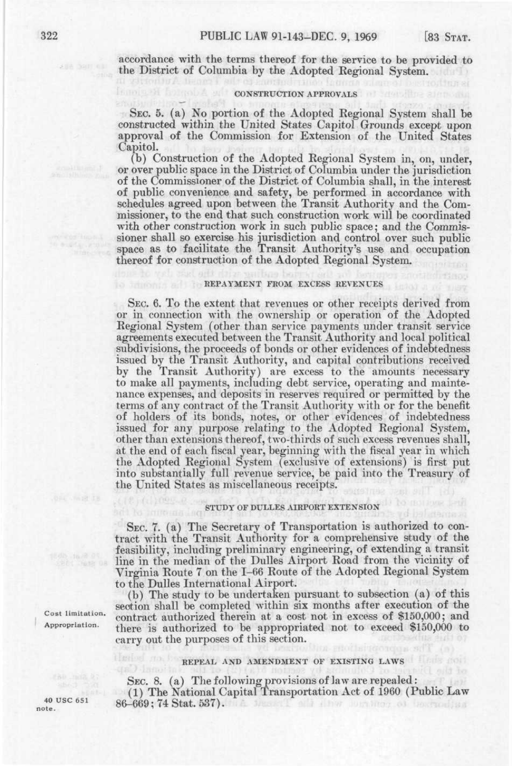accordance with the terms thereof for the service to be provided to the District of Columbia by the Adopted Regional System.

CONSTRUCTION APPROVALS

SEC. 5. (a) No portion of the Adopted Regional System shall be constructed within the United States Capitol Grounds except upon approval of the Commission for Extension of the United States Capitol.

(b) Construction of the Adopted Regional System in, on, under, or over public space in the District of Columbia under the jurisdiction of the Commissioner of the District of Columbia shall, in the interest of public convenience and safety, be performed in accordance with schedules agreed upon between the Transit Authority and the Commissioner, to the end that such construction work will be coordinated with other construction work in such public space; and the Commissioner shall so exercise his jurisdiction and control over such public space as to facilitate the Transit Authority's use and occupation thereof for construction of the Adopted Regional System.

REPAYMENT FROM EXCESS REVENUES

SEC. 6. To the extent that revenues or other receipts derived from or in connection with the ownership or operation of the Adopted Regional System (other than service payments under transit service agreements executed between the Transit Authority and local political subdivisions, the proceeds of bonds or other evidences of indebtedness issued by the Transit Authority, and capital contributions received by the Transit Authority) are excess to the amounts necessary to make all payments, including debt service, operating and maintenance expenses, and deposits in reserves required or permitted by the terms of any contract of the Transit Authority with or for the benefit of holders of its bonds, notes, or other evidences of indebtedness issued for any purpose relating to the Adopted Regional System, other than extensions thereof, two-thirds of such excess revenues shall, at the end of each fiscal year, beginning with the fiscal year in which the Adopted Regional System (exclusive of extensions) is first put into substantially full revenue service, be paid into the Treasury of the United States as miscellaneous receipts.

STUDY OF DULLES AIRPORT EXTENSION

SEC. 7. (a) The Secretary of Transportation is authorized to contract with the Transit Authority for a comprehensive study of the feasibility, including preliminary engineering, of extending a transit line in the median of the Dulles Airport Road from the vicinity of Virginia Route 7 on the I–66 Route of the Adopted Regional System to the Dulles International Airport.

Cost limitation.
Appropriation.

(b) The study to be undertaken pursuant to subsection (a) of this section shall be completed within six months after execution of the contract authorized therein at a cost not in excess of $150,000; and there is authorized to be appropriated not to exceed $150,000 to carry out the purposes of this section.

REPEAL AND AMENDMENT OF EXISTING LAWS

SEC. 8. (a) The following provisions of law are repealed:

40 USC 651 note.

(1) The National Capital Transportation Act of 1960 (Public Law 86–669; 74 Stat. 537).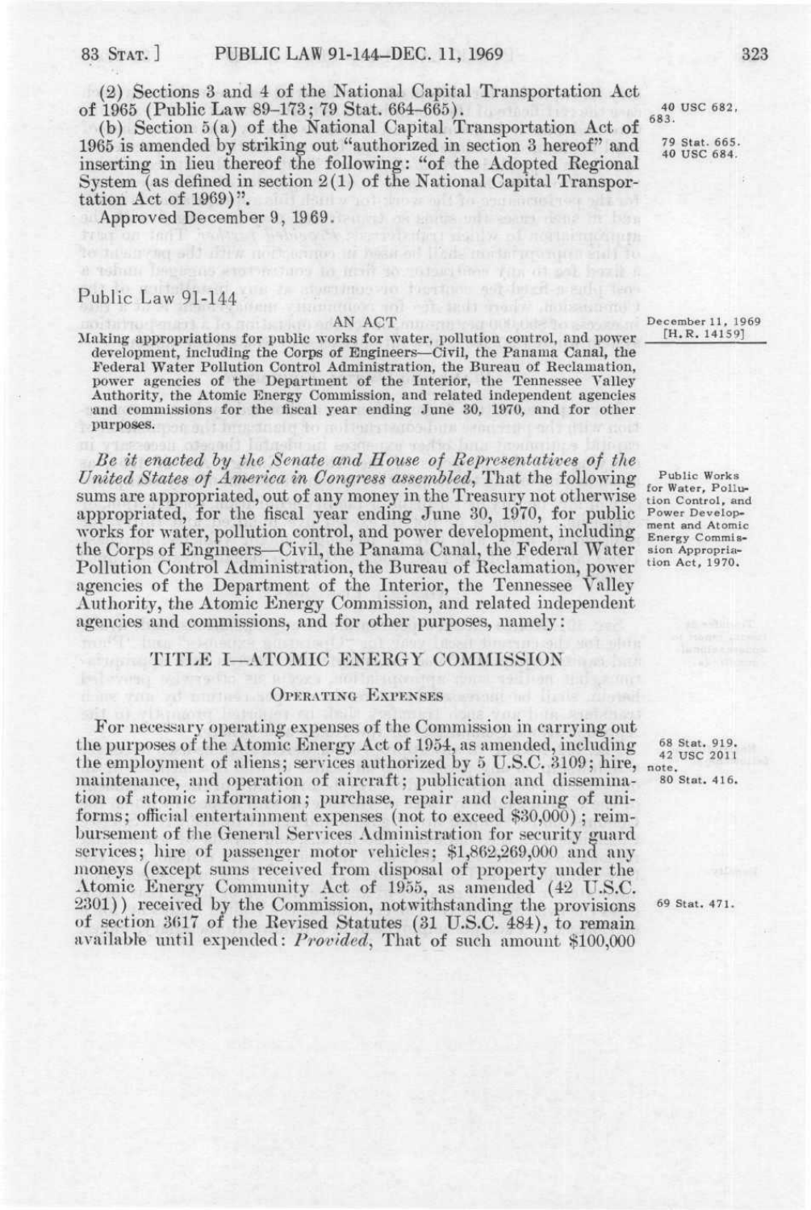(2) Sections 3 and 4 of the National Capital Transportation Act of 1965 (Public Law 89-173; 79 Stat. 664-665).

40 USC 682, 683.

(b) Section 5(a) of the National Capital Transportation Act of 1965 is amended by striking out "authorized in section 3 hereof" and inserting in lieu thereof the following: "of the Adopted Regional System (as defined in section 2(1) of the National Capital Transportation Act of 1969)".

79 Stat. 665. 40 USC 684.

Approved December 9, 1969.

## Public Law 91-144

December 11, 1969 [H. R. 14159]

### AN ACT

Making appropriations for public works for water, pollution control, and power development, including the Corps of Engineers—Civil, the Panama Canal, the Federal Water Pollution Control Administration, the Bureau of Reclamation, power agencies of the Department of the Interior, the Tennessee Valley Authority, the Atomic Energy Commission, and related independent agencies and commissions for the fiscal year ending June 30, 1970, and for other purposes.

*Be it enacted by the Senate and House of Representatives of the United States of America in Congress assembled*, That the following sums are appropriated, out of any money in the Treasury not otherwise appropriated, for the fiscal year ending June 30, 1970, for public works for water, pollution control, and power development, including the Corps of Engineers—Civil, the Panama Canal, the Federal Water Pollution Control Administration, the Bureau of Reclamation, power agencies of the Department of the Interior, the Tennessee Valley Authority, the Atomic Energy Commission, and related independent agencies and commissions, and for other purposes, namely:

Public Works for Water, Pollution Control, and Power Development and Atomic Energy Commission Appropriation Act, 1970.

## TITLE I—ATOMIC ENERGY COMMISSION

### Operating Expenses

For necessary operating expenses of the Commission in carrying out the purposes of the Atomic Energy Act of 1954, as amended, including the employment of aliens; services authorized by 5 U.S.C. 3109; hire, maintenance, and operation of aircraft; publication and dissemination of atomic information; purchase, repair and cleaning of uniforms; official entertainment expenses (not to exceed $30,000); reimbursement of the General Services Administration for security guard services; hire of passenger motor vehicles; $1,862,269,000 and any moneys (except sums received from disposal of property under the Atomic Energy Community Act of 1955, as amended (42 U.S.C. 2301)) received by the Commission, notwithstanding the provisions of section 3617 of the Revised Statutes (31 U.S.C. 484), to remain available until expended: *Provided*, That of such amount $100,000

68 Stat. 919. 42 USC 2011 note.

80 Stat. 416.

69 Stat. 471.